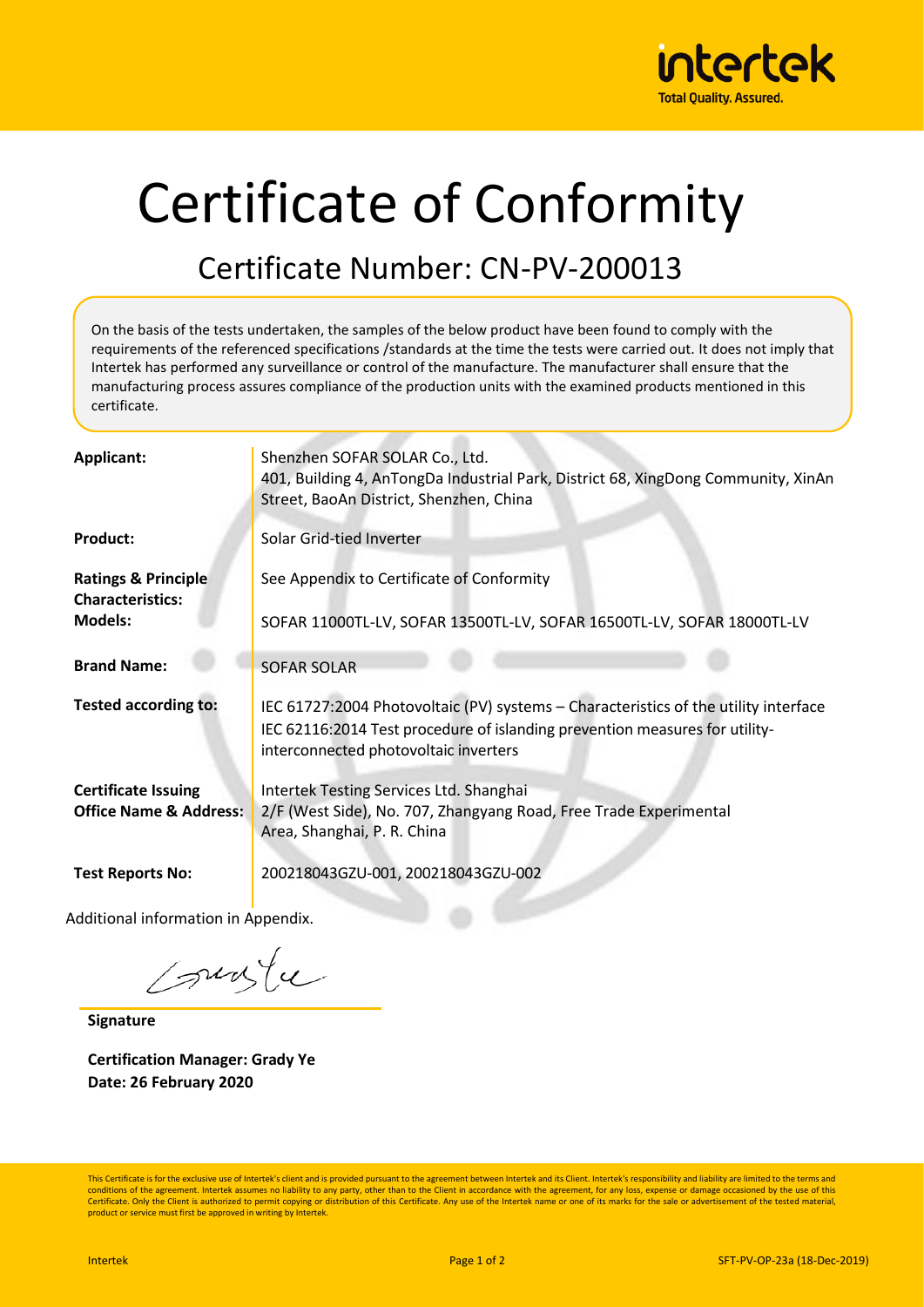# Certificate of Conformity

## Certificate Number: CN-PV-200013

On the basis of the tests undertaken, the samples of the below product have been found to comply with the requirements of the referenced specifications /standards at the time the tests were carried out. It does not imply that Intertek has performed any surveillance or control of the manufacture. The manufacturer shall ensure that the manufacturing process assures compliance of the production units with the examined products mentioned in this certificate.

| | |
|---|---|
| **Applicant:** | Shenzhen SOFAR SOLAR Co., Ltd.<br>401, Building 4, AnTongDa Industrial Park, District 68, XingDong Community, XinAn Street, BaoAn District, Shenzhen, China |
| **Product:** | Solar Grid-tied Inverter |
| **Ratings & Principle Characteristics:** | See Appendix to Certificate of Conformity |
| **Models:** | SOFAR 11000TL-LV, SOFAR 13500TL-LV, SOFAR 16500TL-LV, SOFAR 18000TL-LV |
| **Brand Name:** | SOFAR SOLAR |
| **Tested according to:** | IEC 61727:2004 Photovoltaic (PV) systems – Characteristics of the utility interface<br>IEC 62116:2014 Test procedure of islanding prevention measures for utility-interconnected photovoltaic inverters |
| **Certificate Issuing Office Name & Address:** | Intertek Testing Services Ltd. Shanghai<br>2/F (West Side), No. 707, Zhangyang Road, Free Trade Experimental Area, Shanghai, P. R. China |
| **Test Reports No:** | 200218043GZU-001, 200218043GZU-002 |

Additional information in Appendix.

**Signature**

**Certification Manager: Grady Ye**
**Date: 26 February 2020**

This Certificate is for the exclusive use of Intertek's client and is provided pursuant to the agreement between Intertek and its Client. Intertek's responsibility and liability are limited to the terms and conditions of the agreement. Intertek assumes no liability to any party, other than to the Client in accordance with the agreement, for any loss, expense or damage occasioned by the use of this Certificate. Only the Client is authorized to permit copying or distribution of this Certificate. Any use of the Intertek name or one of its marks for the sale or advertisement of the tested material, product or service must first be approved in writing by Intertek.

SFT-PV-OP-23a (18-Dec-2019)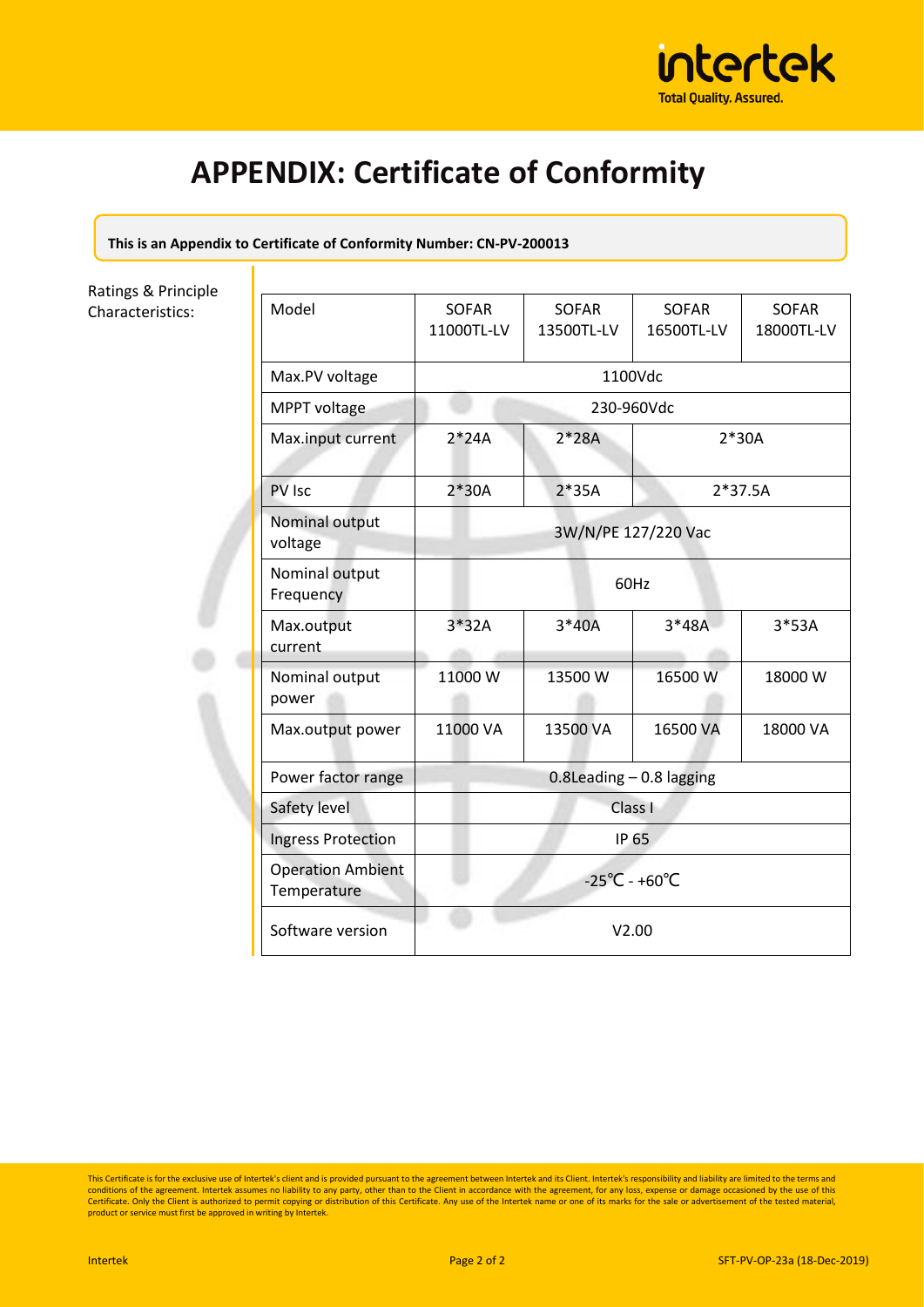# APPENDIX: Certificate of Conformity

**This is an Appendix to Certificate of Conformity Number: CN-PV-200013**

Ratings & Principle Characteristics:

| Model | SOFAR 11000TL-LV | SOFAR 13500TL-LV | SOFAR 16500TL-LV | SOFAR 18000TL-LV |
|---|---|---|---|---|
| Max.PV voltage | 1100Vdc | | | |
| MPPT voltage | 230-960Vdc | | | |
| Max.input current | 2*24A | 2*28A | 2*30A | |
| PV Isc | 2*30A | 2*35A | 2*37.5A | |
| Nominal output voltage | 3W/N/PE 127/220 Vac | | | |
| Nominal output Frequency | 60Hz | | | |
| Max.output current | 3*32A | 3*40A | 3*48A | 3*53A |
| Nominal output power | 11000 W | 13500 W | 16500 W | 18000 W |
| Max.output power | 11000 VA | 13500 VA | 16500 VA | 18000 VA |
| Power factor range | 0.8Leading – 0.8 lagging | | | |
| Safety level | Class I | | | |
| Ingress Protection | IP 65 | | | |
| Operation Ambient Temperature | -25℃ - +60℃ | | | |
| Software version | V2.00 | | | |

This Certificate is for the exclusive use of Intertek's client and is provided pursuant to the agreement between Intertek and its Client. Intertek's responsibility and liability are limited to the terms and conditions of the agreement. Intertek assumes no liability to any party, other than to the Client in accordance with the agreement, for any loss, expense or damage occasioned by the use of this Certificate. Only the Client is authorized to permit copying or distribution of this Certificate. Any use of the Intertek name or one of its marks for the sale or advertisement of the tested material, product or service must first be approved in writing by Intertek.